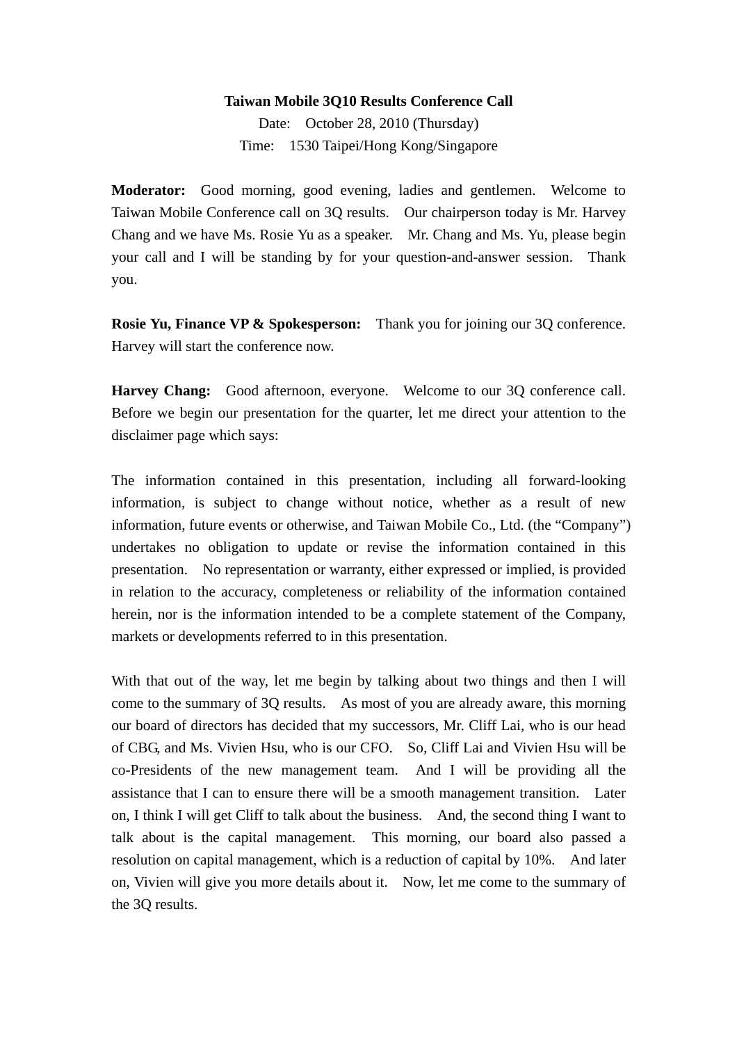**Taiwan Mobile 3Q10 Results Conference Call**

Date: October 28, 2010 (Thursday)

Time: 1530 Taipei/Hong Kong/Singapore

**Moderator:** Good morning, good evening, ladies and gentlemen. Welcome to Taiwan Mobile Conference call on 3Q results. Our chairperson today is Mr. Harvey Chang and we have Ms. Rosie Yu as a speaker. Mr. Chang and Ms. Yu, please begin your call and I will be standing by for your question-and-answer session. Thank you.

**Rosie Yu, Finance VP & Spokesperson:** Thank you for joining our 3Q conference. Harvey will start the conference now.

**Harvey Chang:** Good afternoon, everyone. Welcome to our 3Q conference call. Before we begin our presentation for the quarter, let me direct your attention to the disclaimer page which says:

The information contained in this presentation, including all forward-looking information, is subject to change without notice, whether as a result of new information, future events or otherwise, and Taiwan Mobile Co., Ltd. (the "Company") undertakes no obligation to update or revise the information contained in this presentation. No representation or warranty, either expressed or implied, is provided in relation to the accuracy, completeness or reliability of the information contained herein, nor is the information intended to be a complete statement of the Company, markets or developments referred to in this presentation.

With that out of the way, let me begin by talking about two things and then I will come to the summary of 3Q results. As most of you are already aware, this morning our board of directors has decided that my successors, Mr. Cliff Lai, who is our head of CBG, and Ms. Vivien Hsu, who is our CFO. So, Cliff Lai and Vivien Hsu will be co-Presidents of the new management team. And I will be providing all the assistance that I can to ensure there will be a smooth management transition. Later on, I think I will get Cliff to talk about the business. And, the second thing I want to talk about is the capital management. This morning, our board also passed a resolution on capital management, which is a reduction of capital by 10%. And later on, Vivien will give you more details about it. Now, let me come to the summary of the 3Q results.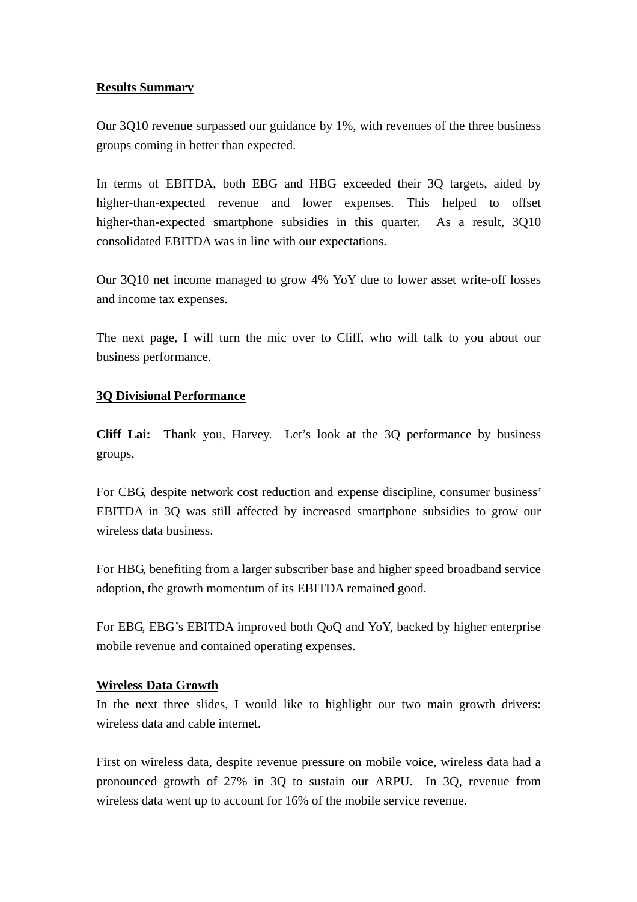**Results Summary**

Our 3Q10 revenue surpassed our guidance by 1%, with revenues of the three business groups coming in better than expected.

In terms of EBITDA, both EBG and HBG exceeded their 3Q targets, aided by higher-than-expected revenue and lower expenses. This helped to offset higher-than-expected smartphone subsidies in this quarter. As a result, 3Q10 consolidated EBITDA was in line with our expectations.

Our 3Q10 net income managed to grow 4% YoY due to lower asset write-off losses and income tax expenses.

The next page, I will turn the mic over to Cliff, who will talk to you about our business performance.

**3Q Divisional Performance**

**Cliff Lai:** Thank you, Harvey. Let's look at the 3Q performance by business groups.

For CBG, despite network cost reduction and expense discipline, consumer business' EBITDA in 3Q was still affected by increased smartphone subsidies to grow our wireless data business.

For HBG, benefiting from a larger subscriber base and higher speed broadband service adoption, the growth momentum of its EBITDA remained good.

For EBG, EBG's EBITDA improved both QoQ and YoY, backed by higher enterprise mobile revenue and contained operating expenses.

**Wireless Data Growth**

In the next three slides, I would like to highlight our two main growth drivers: wireless data and cable internet.

First on wireless data, despite revenue pressure on mobile voice, wireless data had a pronounced growth of 27% in 3Q to sustain our ARPU. In 3Q, revenue from wireless data went up to account for 16% of the mobile service revenue.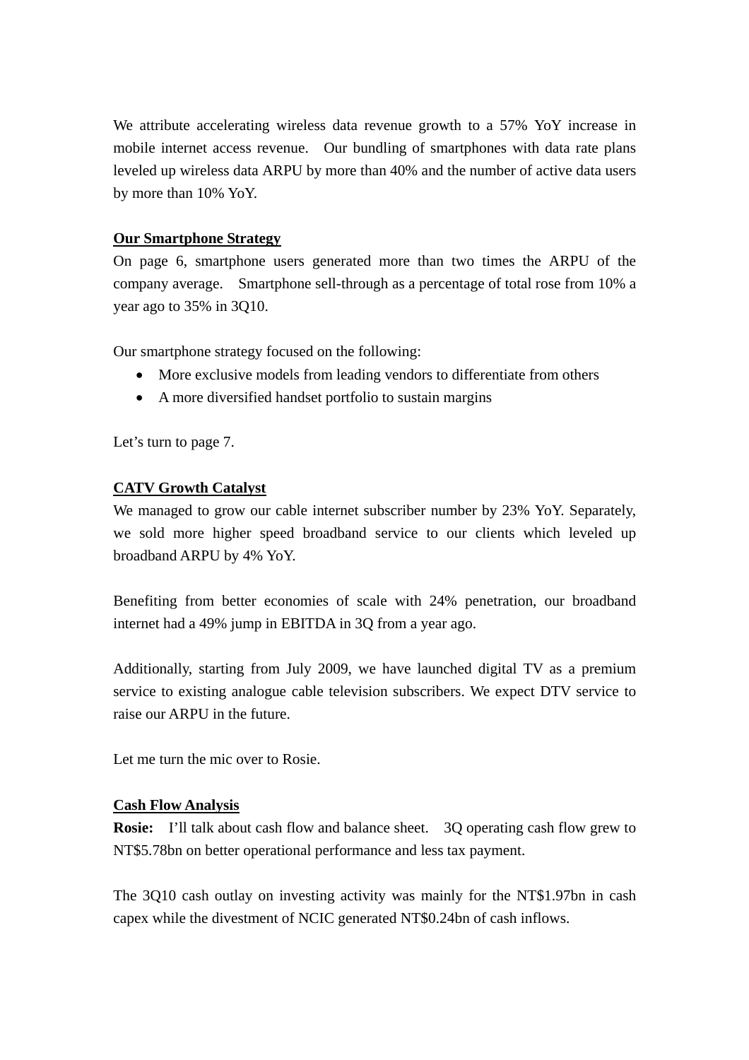We attribute accelerating wireless data revenue growth to a 57% YoY increase in mobile internet access revenue. Our bundling of smartphones with data rate plans leveled up wireless data ARPU by more than 40% and the number of active data users by more than 10% YoY.

**Our Smartphone Strategy**

On page 6, smartphone users generated more than two times the ARPU of the company average. Smartphone sell-through as a percentage of total rose from 10% a year ago to 35% in 3Q10.

Our smartphone strategy focused on the following:

- More exclusive models from leading vendors to differentiate from others
- A more diversified handset portfolio to sustain margins

Let's turn to page 7.

**CATV Growth Catalyst**

We managed to grow our cable internet subscriber number by 23% YoY. Separately, we sold more higher speed broadband service to our clients which leveled up broadband ARPU by 4% YoY.

Benefiting from better economies of scale with 24% penetration, our broadband internet had a 49% jump in EBITDA in 3Q from a year ago.

Additionally, starting from July 2009, we have launched digital TV as a premium service to existing analogue cable television subscribers. We expect DTV service to raise our ARPU in the future.

Let me turn the mic over to Rosie.

**Cash Flow Analysis**

**Rosie:** I'll talk about cash flow and balance sheet. 3Q operating cash flow grew to NT$5.78bn on better operational performance and less tax payment.

The 3Q10 cash outlay on investing activity was mainly for the NT$1.97bn in cash capex while the divestment of NCIC generated NT$0.24bn of cash inflows.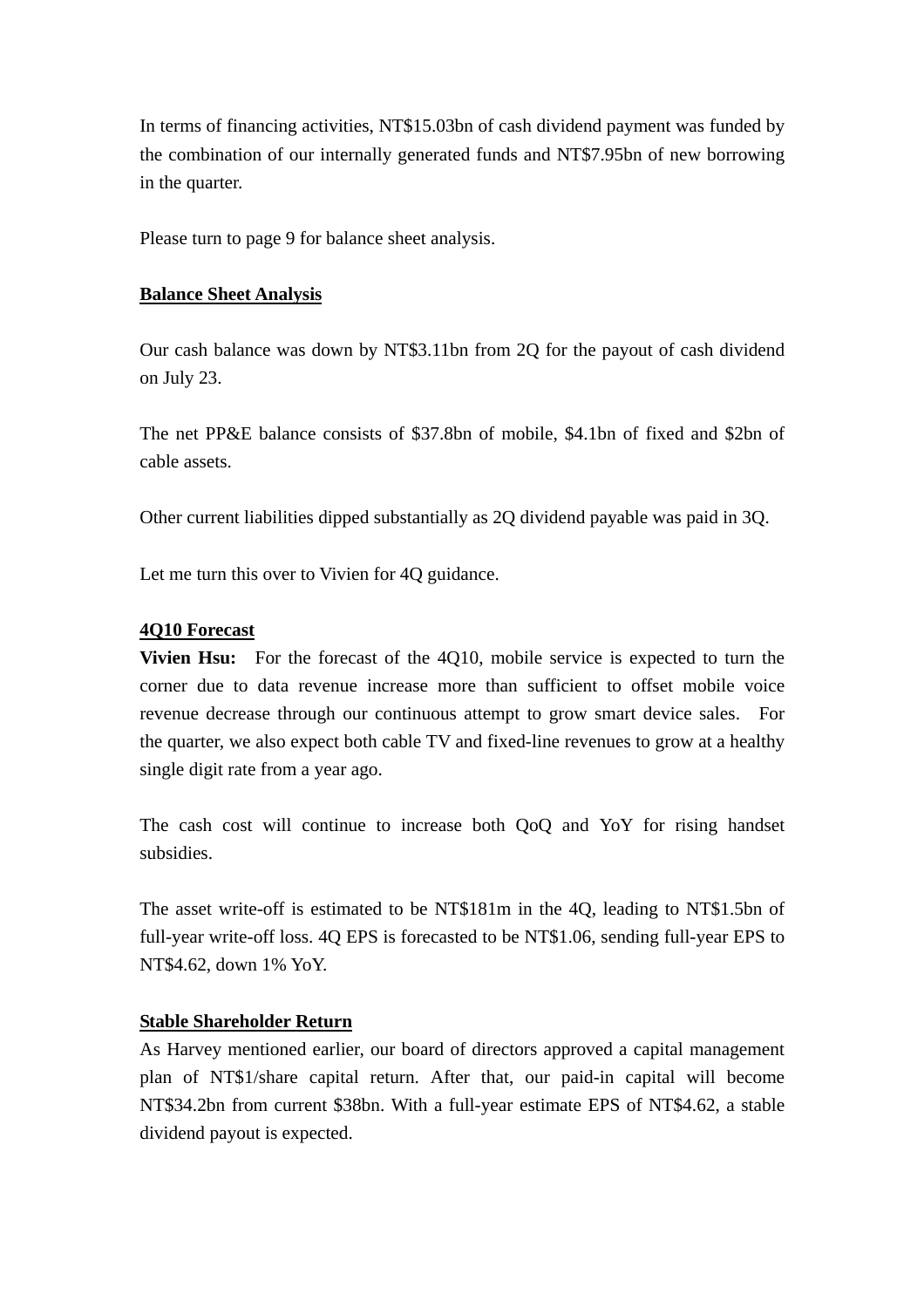In terms of financing activities, NT$15.03bn of cash dividend payment was funded by the combination of our internally generated funds and NT$7.95bn of new borrowing in the quarter.

Please turn to page 9 for balance sheet analysis.

**Balance Sheet Analysis**

Our cash balance was down by NT$3.11bn from 2Q for the payout of cash dividend on July 23.

The net PP&E balance consists of $37.8bn of mobile, $4.1bn of fixed and $2bn of cable assets.

Other current liabilities dipped substantially as 2Q dividend payable was paid in 3Q.

Let me turn this over to Vivien for 4Q guidance.

**4Q10 Forecast**

**Vivien Hsu:** For the forecast of the 4Q10, mobile service is expected to turn the corner due to data revenue increase more than sufficient to offset mobile voice revenue decrease through our continuous attempt to grow smart device sales. For the quarter, we also expect both cable TV and fixed-line revenues to grow at a healthy single digit rate from a year ago.

The cash cost will continue to increase both QoQ and YoY for rising handset subsidies.

The asset write-off is estimated to be NT$181m in the 4Q, leading to NT$1.5bn of full-year write-off loss. 4Q EPS is forecasted to be NT$1.06, sending full-year EPS to NT$4.62, down 1% YoY.

**Stable Shareholder Return**

As Harvey mentioned earlier, our board of directors approved a capital management plan of NT$1/share capital return. After that, our paid-in capital will become NT$34.2bn from current $38bn. With a full-year estimate EPS of NT$4.62, a stable dividend payout is expected.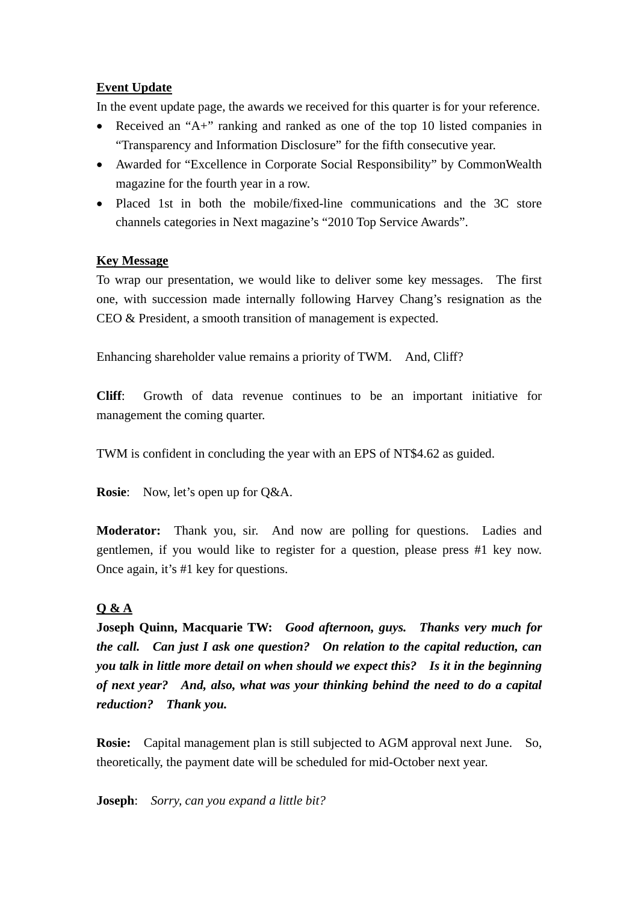**Event Update**

In the event update page, the awards we received for this quarter is for your reference.

- Received an "A+" ranking and ranked as one of the top 10 listed companies in "Transparency and Information Disclosure" for the fifth consecutive year.
- Awarded for "Excellence in Corporate Social Responsibility" by CommonWealth magazine for the fourth year in a row.
- Placed 1st in both the mobile/fixed-line communications and the 3C store channels categories in Next magazine's "2010 Top Service Awards".

**Key Message**

To wrap our presentation, we would like to deliver some key messages. The first one, with succession made internally following Harvey Chang's resignation as the CEO & President, a smooth transition of management is expected.

Enhancing shareholder value remains a priority of TWM. And, Cliff?

**Cliff**: Growth of data revenue continues to be an important initiative for management the coming quarter.

TWM is confident in concluding the year with an EPS of NT$4.62 as guided.

**Rosie**: Now, let's open up for Q&A.

**Moderator:** Thank you, sir. And now are polling for questions. Ladies and gentlemen, if you would like to register for a question, please press #1 key now. Once again, it's #1 key for questions.

**Q & A**

**Joseph Quinn, Macquarie TW:** ***Good afternoon, guys. Thanks very much for the call. Can just I ask one question? On relation to the capital reduction, can you talk in little more detail on when should we expect this? Is it in the beginning of next year? And, also, what was your thinking behind the need to do a capital reduction? Thank you.***

**Rosie:** Capital management plan is still subjected to AGM approval next June. So, theoretically, the payment date will be scheduled for mid-October next year.

**Joseph**: *Sorry, can you expand a little bit?*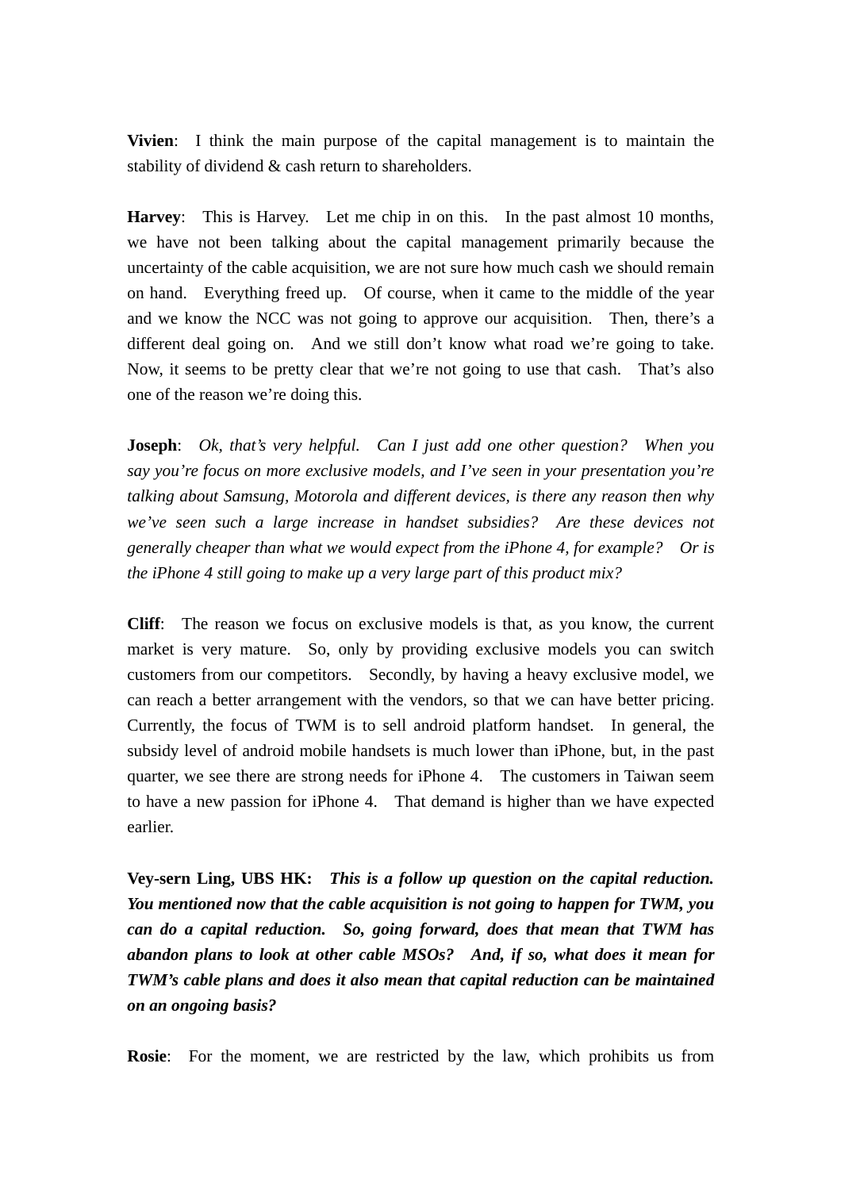**Vivien**: I think the main purpose of the capital management is to maintain the stability of dividend & cash return to shareholders.

**Harvey**: This is Harvey. Let me chip in on this. In the past almost 10 months, we have not been talking about the capital management primarily because the uncertainty of the cable acquisition, we are not sure how much cash we should remain on hand. Everything freed up. Of course, when it came to the middle of the year and we know the NCC was not going to approve our acquisition. Then, there's a different deal going on. And we still don't know what road we're going to take. Now, it seems to be pretty clear that we're not going to use that cash. That's also one of the reason we're doing this.

**Joseph**: *Ok, that's very helpful. Can I just add one other question? When you say you're focus on more exclusive models, and I've seen in your presentation you're talking about Samsung, Motorola and different devices, is there any reason then why we've seen such a large increase in handset subsidies? Are these devices not generally cheaper than what we would expect from the iPhone 4, for example? Or is the iPhone 4 still going to make up a very large part of this product mix?*

**Cliff**: The reason we focus on exclusive models is that, as you know, the current market is very mature. So, only by providing exclusive models you can switch customers from our competitors. Secondly, by having a heavy exclusive model, we can reach a better arrangement with the vendors, so that we can have better pricing. Currently, the focus of TWM is to sell android platform handset. In general, the subsidy level of android mobile handsets is much lower than iPhone, but, in the past quarter, we see there are strong needs for iPhone 4. The customers in Taiwan seem to have a new passion for iPhone 4. That demand is higher than we have expected earlier.

**Vey-sern Ling, UBS HK:** ***This is a follow up question on the capital reduction. You mentioned now that the cable acquisition is not going to happen for TWM, you can do a capital reduction. So, going forward, does that mean that TWM has abandon plans to look at other cable MSOs? And, if so, what does it mean for TWM's cable plans and does it also mean that capital reduction can be maintained on an ongoing basis?***

**Rosie**: For the moment, we are restricted by the law, which prohibits us from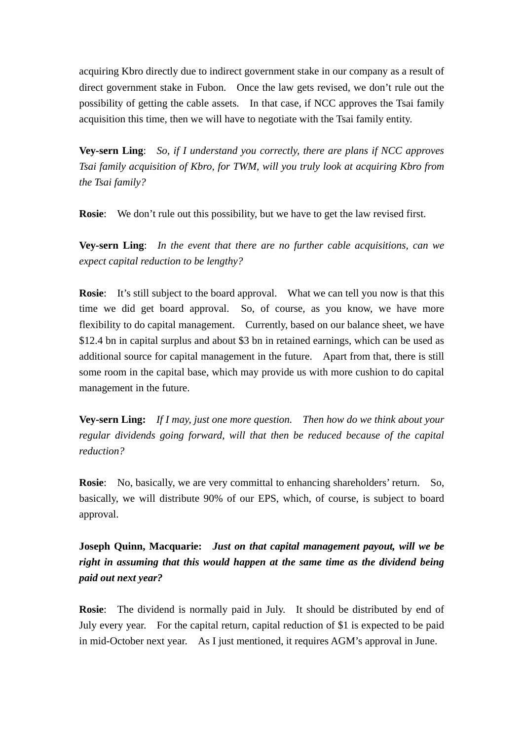acquiring Kbro directly due to indirect government stake in our company as a result of direct government stake in Fubon. Once the law gets revised, we don't rule out the possibility of getting the cable assets. In that case, if NCC approves the Tsai family acquisition this time, then we will have to negotiate with the Tsai family entity.

**Vey-sern Ling**: *So, if I understand you correctly, there are plans if NCC approves Tsai family acquisition of Kbro, for TWM, will you truly look at acquiring Kbro from the Tsai family?*

**Rosie**: We don't rule out this possibility, but we have to get the law revised first.

**Vey-sern Ling**: *In the event that there are no further cable acquisitions, can we expect capital reduction to be lengthy?*

**Rosie**: It's still subject to the board approval. What we can tell you now is that this time we did get board approval. So, of course, as you know, we have more flexibility to do capital management. Currently, based on our balance sheet, we have $12.4 bn in capital surplus and about $3 bn in retained earnings, which can be used as additional source for capital management in the future. Apart from that, there is still some room in the capital base, which may provide us with more cushion to do capital management in the future.

**Vey-sern Ling:** *If I may, just one more question. Then how do we think about your regular dividends going forward, will that then be reduced because of the capital reduction?*

**Rosie**: No, basically, we are very committal to enhancing shareholders' return. So, basically, we will distribute 90% of our EPS, which, of course, is subject to board approval.

**Joseph Quinn, Macquarie:** ***Just on that capital management payout, will we be right in assuming that this would happen at the same time as the dividend being paid out next year?***

**Rosie**: The dividend is normally paid in July. It should be distributed by end of July every year. For the capital return, capital reduction of $1 is expected to be paid in mid-October next year. As I just mentioned, it requires AGM's approval in June.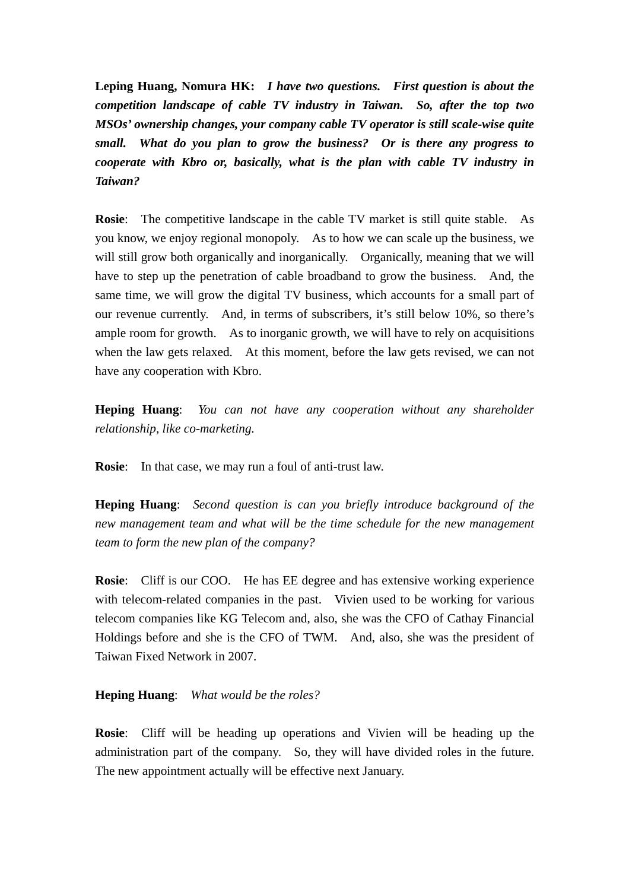**Leping Huang, Nomura HK:** ***I have two questions. First question is about the competition landscape of cable TV industry in Taiwan. So, after the top two MSOs' ownership changes, your company cable TV operator is still scale-wise quite small. What do you plan to grow the business? Or is there any progress to cooperate with Kbro or, basically, what is the plan with cable TV industry in Taiwan?***

**Rosie**: The competitive landscape in the cable TV market is still quite stable. As you know, we enjoy regional monopoly. As to how we can scale up the business, we will still grow both organically and inorganically. Organically, meaning that we will have to step up the penetration of cable broadband to grow the business. And, the same time, we will grow the digital TV business, which accounts for a small part of our revenue currently. And, in terms of subscribers, it's still below 10%, so there's ample room for growth. As to inorganic growth, we will have to rely on acquisitions when the law gets relaxed. At this moment, before the law gets revised, we can not have any cooperation with Kbro.

**Heping Huang**: *You can not have any cooperation without any shareholder relationship, like co-marketing.*

**Rosie**: In that case, we may run a foul of anti-trust law.

**Heping Huang**: *Second question is can you briefly introduce background of the new management team and what will be the time schedule for the new management team to form the new plan of the company?*

**Rosie**: Cliff is our COO. He has EE degree and has extensive working experience with telecom-related companies in the past. Vivien used to be working for various telecom companies like KG Telecom and, also, she was the CFO of Cathay Financial Holdings before and she is the CFO of TWM. And, also, she was the president of Taiwan Fixed Network in 2007.

**Heping Huang**: *What would be the roles?*

**Rosie**: Cliff will be heading up operations and Vivien will be heading up the administration part of the company. So, they will have divided roles in the future. The new appointment actually will be effective next January.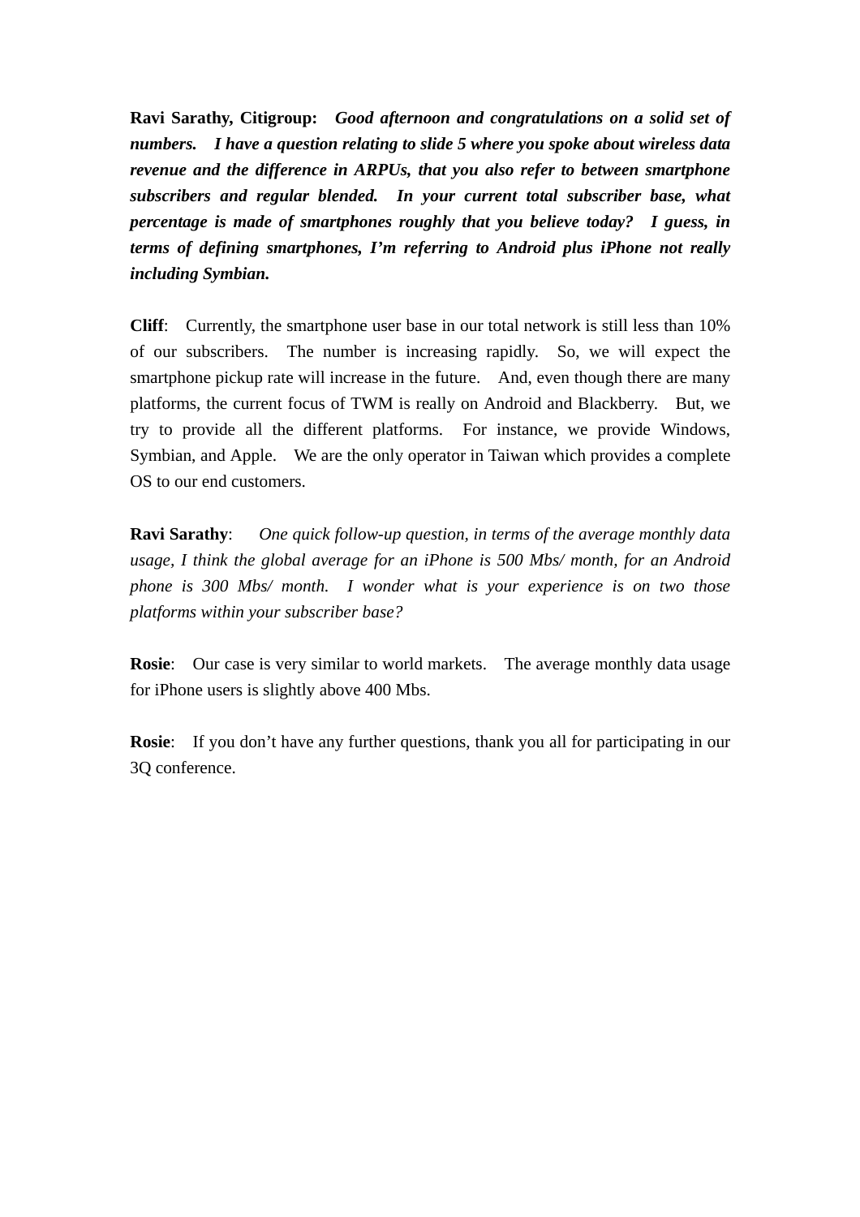**Ravi Sarathy, Citigroup:** ***Good afternoon and congratulations on a solid set of numbers. I have a question relating to slide 5 where you spoke about wireless data revenue and the difference in ARPUs, that you also refer to between smartphone subscribers and regular blended. In your current total subscriber base, what percentage is made of smartphones roughly that you believe today? I guess, in terms of defining smartphones, I'm referring to Android plus iPhone not really including Symbian.***

**Cliff**: Currently, the smartphone user base in our total network is still less than 10% of our subscribers. The number is increasing rapidly. So, we will expect the smartphone pickup rate will increase in the future. And, even though there are many platforms, the current focus of TWM is really on Android and Blackberry. But, we try to provide all the different platforms. For instance, we provide Windows, Symbian, and Apple. We are the only operator in Taiwan which provides a complete OS to our end customers.

**Ravi Sarathy**: *One quick follow-up question, in terms of the average monthly data usage, I think the global average for an iPhone is 500 Mbs/ month, for an Android phone is 300 Mbs/ month. I wonder what is your experience is on two those platforms within your subscriber base?*

**Rosie**: Our case is very similar to world markets. The average monthly data usage for iPhone users is slightly above 400 Mbs.

**Rosie**: If you don't have any further questions, thank you all for participating in our 3Q conference.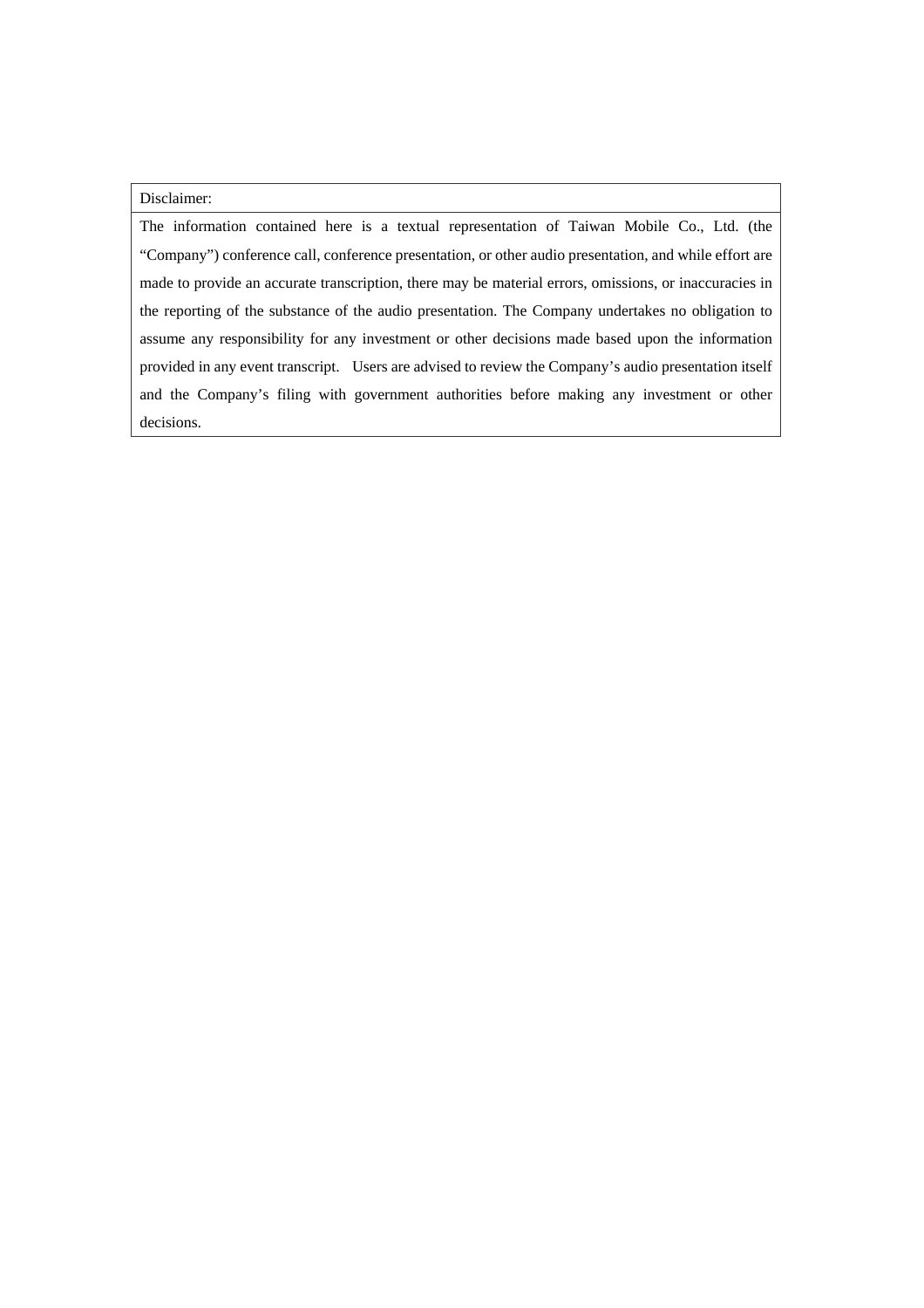| Disclaimer: |
| --- |
| The information contained here is a textual representation of Taiwan Mobile Co., Ltd. (the "Company") conference call, conference presentation, or other audio presentation, and while effort are made to provide an accurate transcription, there may be material errors, omissions, or inaccuracies in the reporting of the substance of the audio presentation. The Company undertakes no obligation to assume any responsibility for any investment or other decisions made based upon the information provided in any event transcript. Users are advised to review the Company's audio presentation itself and the Company's filing with government authorities before making any investment or other decisions. |